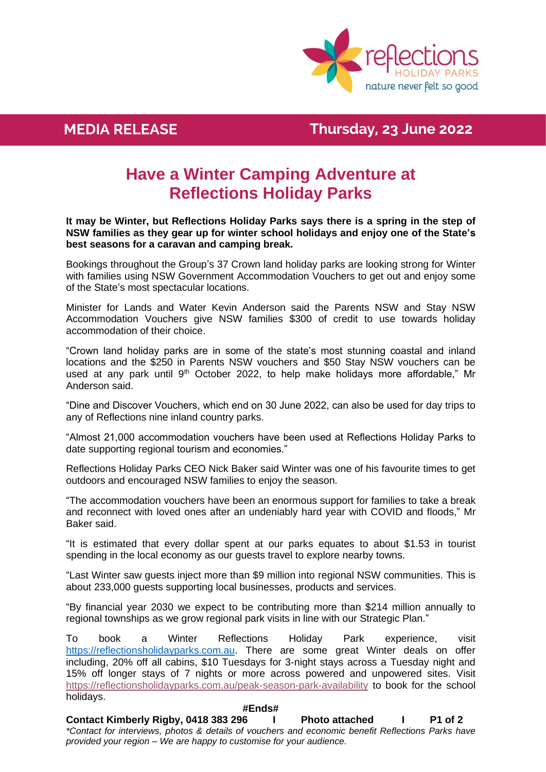**MEDIA RELEASE** Thursday, 23 June 2022

# Have a Winter Camping Adventure at Reflections Holiday Parks

**It may be Winter, but Reflections Holiday Parks says there is a spring in the step of NSW families as they gear up for winter school holidays and enjoy one of the State's best seasons for a caravan and camping break.**

Bookings throughout the Group's 37 Crown land holiday parks are looking strong for Winter with families using NSW Government Accommodation Vouchers to get out and enjoy some of the State's most spectacular locations.

Minister for Lands and Water Kevin Anderson said the Parents NSW and Stay NSW Accommodation Vouchers give NSW families $300 of credit to use towards holiday accommodation of their choice.

"Crown land holiday parks are in some of the state's most stunning coastal and inland locations and the $250 in Parents NSW vouchers and $50 Stay NSW vouchers can be used at any park until 9th October 2022, to help make holidays more affordable," Mr Anderson said.

"Dine and Discover Vouchers, which end on 30 June 2022, can also be used for day trips to any of Reflections nine inland country parks.

"Almost 21,000 accommodation vouchers have been used at Reflections Holiday Parks to date supporting regional tourism and economies."

Reflections Holiday Parks CEO Nick Baker said Winter was one of his favourite times to get outdoors and encouraged NSW families to enjoy the season.

"The accommodation vouchers have been an enormous support for families to take a break and reconnect with loved ones after an undeniably hard year with COVID and floods," Mr Baker said.

"It is estimated that every dollar spent at our parks equates to about $1.53 in tourist spending in the local economy as our guests travel to explore nearby towns.

"Last Winter saw guests inject more than $9 million into regional NSW communities. This is about 233,000 guests supporting local businesses, products and services.

"By financial year 2030 we expect to be contributing more than $214 million annually to regional townships as we grow regional park visits in line with our Strategic Plan."

To book a Winter Reflections Holiday Park experience, visit https://reflectionsholidayparks.com.au. There are some great Winter deals on offer including, 20% off all cabins, $10 Tuesdays for 3-night stays across a Tuesday night and 15% off longer stays of 7 nights or more across powered and unpowered sites. Visit https://reflectionsholidayparks.com.au/peak-season-park-availability to book for the school holidays.

**#Ends#**

**Contact Kimberly Rigby, 0418 383 296 I Photo attached I**

*\*Contact for interviews, photos & details of vouchers and economic benefit Reflections Parks have provided your region – We are happy to customise for your audience.*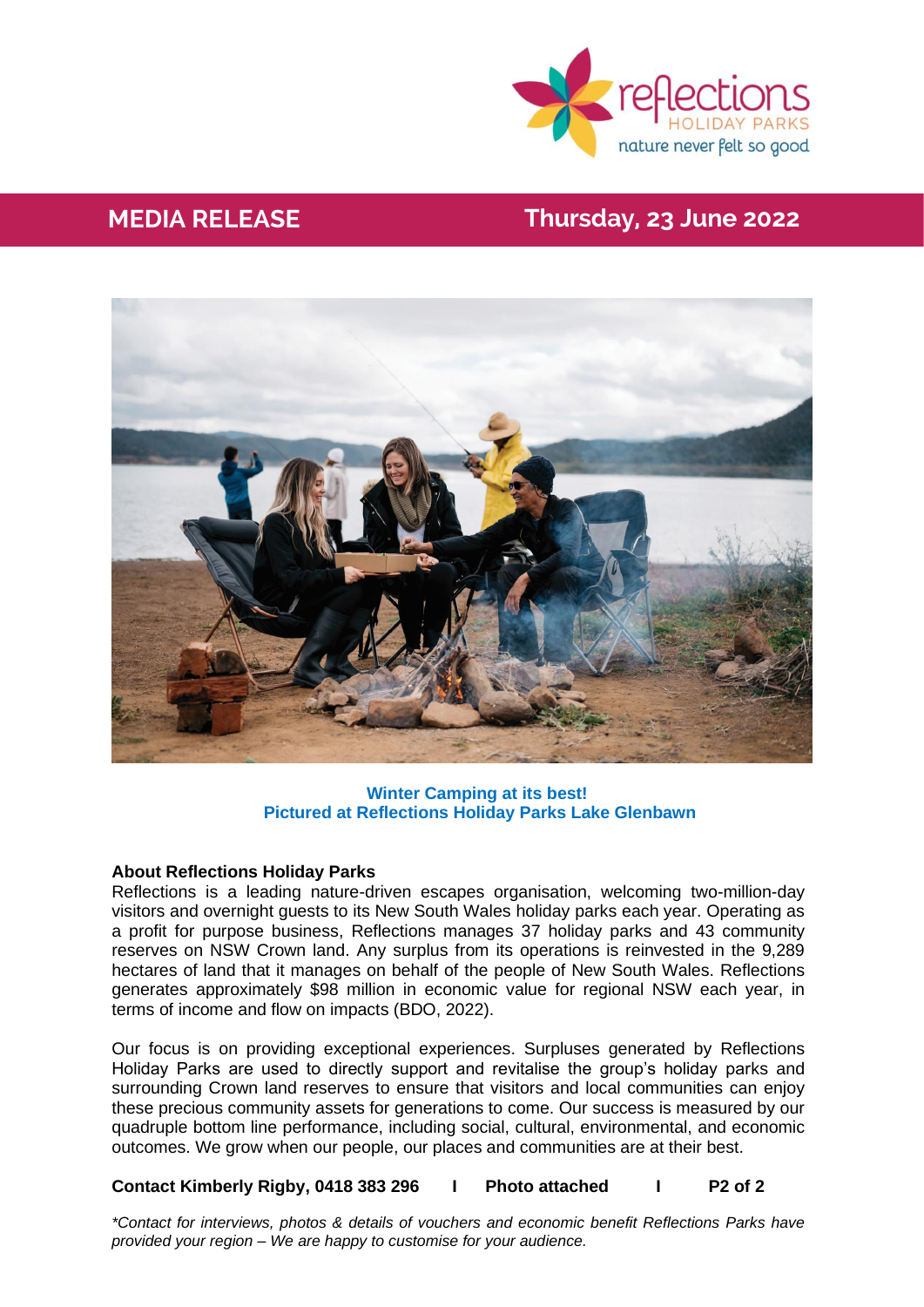**MEDIA RELEASE** **Thursday, 23 June 2022**

**Winter Camping at its best!**
**Pictured at Reflections Holiday Parks Lake Glenbawn**

**About Reflections Holiday Parks**

Reflections is a leading nature-driven escapes organisation, welcoming two-million-day visitors and overnight guests to its New South Wales holiday parks each year. Operating as a profit for purpose business, Reflections manages 37 holiday parks and 43 community reserves on NSW Crown land. Any surplus from its operations is reinvested in the 9,289 hectares of land that it manages on behalf of the people of New South Wales. Reflections generates approximately $98 million in economic value for regional NSW each year, in terms of income and flow on impacts (BDO, 2022).

Our focus is on providing exceptional experiences. Surpluses generated by Reflections Holiday Parks are used to directly support and revitalise the group's holiday parks and surrounding Crown land reserves to ensure that visitors and local communities can enjoy these precious community assets for generations to come. Our success is measured by our quadruple bottom line performance, including social, cultural, environmental, and economic outcomes. We grow when our people, our places and communities are at their best.

**Contact Kimberly Rigby, 0418 383 296 I Photo attached I P2 of 2**

*\*Contact for interviews, photos & details of vouchers and economic benefit Reflections Parks have provided your region – We are happy to customise for your audience.*